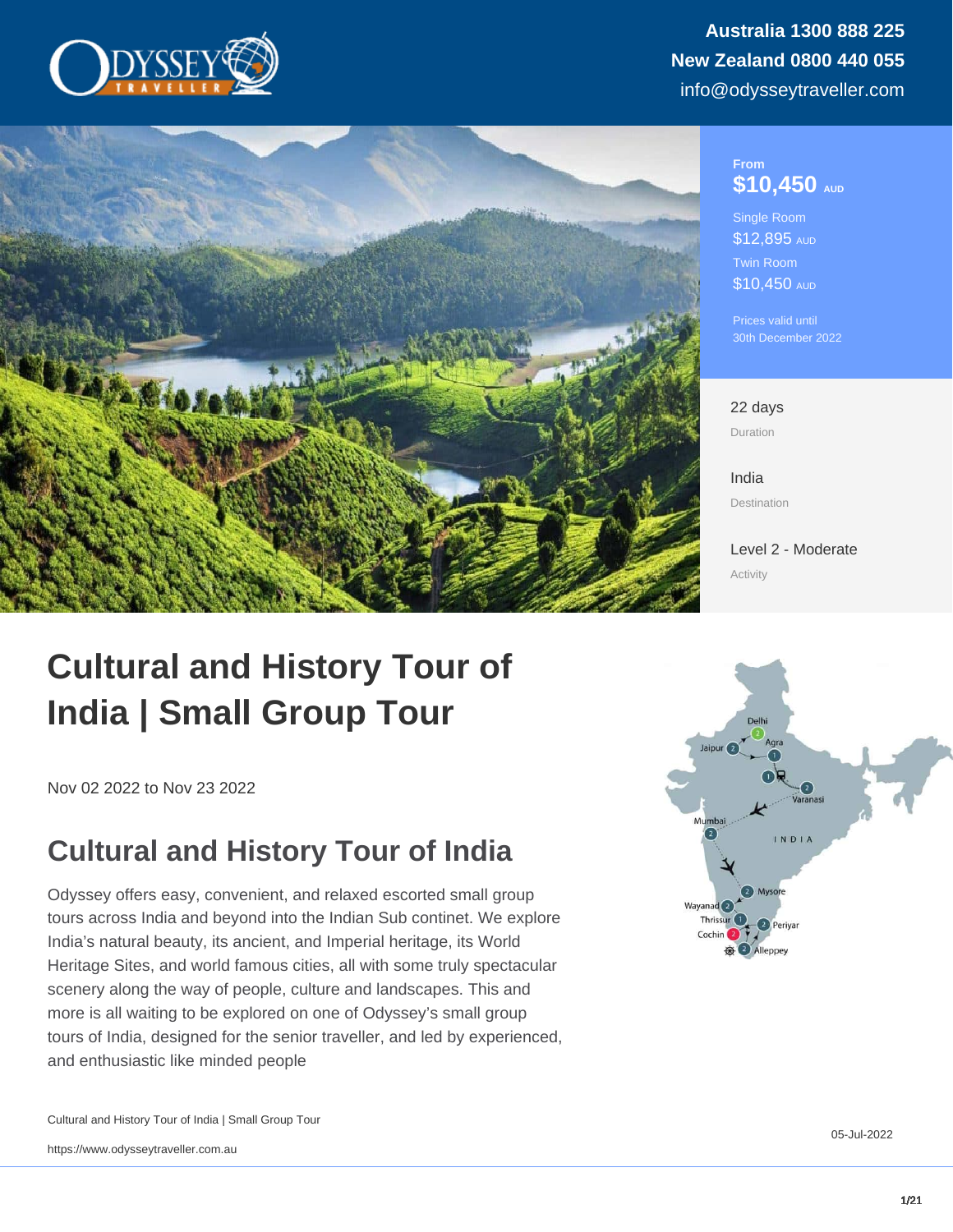Australia 1300 888 225
New Zealand 0800 440 055
info@odysseytraveller.com

From
**$10,450** AUD

Single Room
$12,895 AUD

Twin Room
$10,450 AUD

Prices valid until
30th December 2022

22 days
Duration

India
Destination

Level 2 - Moderate
Activity

# Cultural and History Tour of India | Small Group Tour

Nov 02 2022 to Nov 23 2022

## Cultural and History Tour of India

Odyssey offers easy, convenient, and relaxed escorted small group tours across India and beyond into the Indian Sub continet. We explore India's natural beauty, its ancient, and Imperial heritage, its World Heritage Sites, and world famous cities, all with some truly spectacular scenery along the way of people, culture and landscapes. This and more is all waiting to be explored on one of Odyssey's small group tours of India, designed for the senior traveller, and led by experienced, and enthusiastic like minded people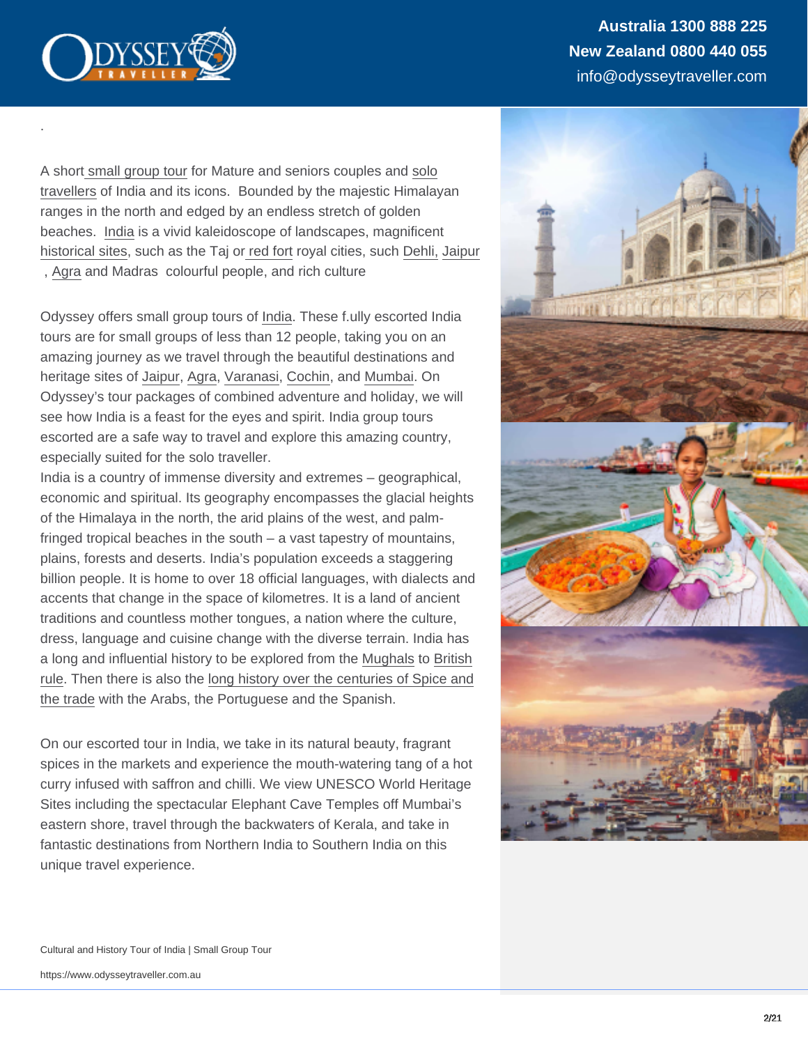.

A short small group tour for Mature and seniors couples and solo travellers of India and its icons.  Bounded by the majestic Himalayan ranges in the north and edged by an endless stretch of golden beaches.  India is a vivid kaleidoscope of landscapes, magnificent historical sites, such as the Taj or red fort royal cities, such Dehli, Jaipur , Agra and Madras  colourful people, and rich culture

Odyssey offers small group tours of India. These f.ully escorted India tours are for small groups of less than 12 people, taking you on an amazing journey as we travel through the beautiful destinations and heritage sites of Jaipur, Agra, Varanasi, Cochin, and Mumbai. On Odyssey's tour packages of combined adventure and holiday, we will see how India is a feast for the eyes and spirit. India group tours escorted are a safe way to travel and explore this amazing country, especially suited for the solo traveller.
India is a country of immense diversity and extremes – geographical, economic and spiritual. Its geography encompasses the glacial heights of the Himalaya in the north, the arid plains of the west, and palm-fringed tropical beaches in the south – a vast tapestry of mountains, plains, forests and deserts. India's population exceeds a staggering billion people. It is home to over 18 official languages, with dialects and accents that change in the space of kilometres. It is a land of ancient traditions and countless mother tongues, a nation where the culture, dress, language and cuisine change with the diverse terrain. India has a long and influential history to be explored from the Mughals to British rule. Then there is also the long history over the centuries of Spice and the trade with the Arabs, the Portuguese and the Spanish.

On our escorted tour in India, we take in its natural beauty, fragrant spices in the markets and experience the mouth-watering tang of a hot curry infused with saffron and chilli. We view UNESCO World Heritage Sites including the spectacular Elephant Cave Temples off Mumbai's eastern shore, travel through the backwaters of Kerala, and take in fantastic destinations from Northern India to Southern India on this unique travel experience.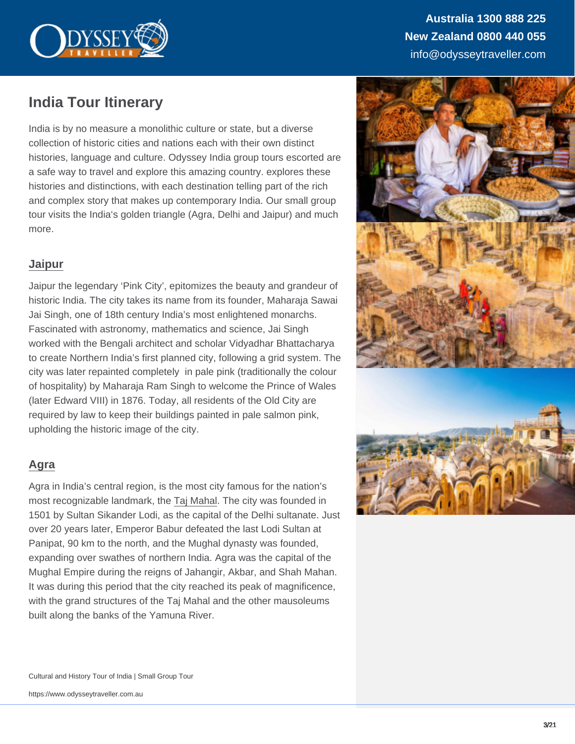## India Tour Itinerary

India is by no measure a monolithic culture or state, but a diverse collection of historic cities and nations each with their own distinct histories, language and culture. Odyssey India group tours escorted are a safe way to travel and explore this amazing country. explores these histories and distinctions, with each destination telling part of the rich and complex story that makes up contemporary India. Our small group tour visits the India's golden triangle (Agra, Delhi and Jaipur) and much more.

### Jaipur

Jaipur the legendary 'Pink City', epitomizes the beauty and grandeur of historic India. The city takes its name from its founder, Maharaja Sawai Jai Singh, one of 18th century India's most enlightened monarchs. Fascinated with astronomy, mathematics and science, Jai Singh worked with the Bengali architect and scholar Vidyadhar Bhattacharya to create Northern India's first planned city, following a grid system. The city was later repainted completely in pale pink (traditionally the colour of hospitality) by Maharaja Ram Singh to welcome the Prince of Wales (later Edward VIII) in 1876. Today, all residents of the Old City are required by law to keep their buildings painted in pale salmon pink, upholding the historic image of the city.

### Agra

Agra in India's central region, is the most city famous for the nation's most recognizable landmark, the Taj Mahal. The city was founded in 1501 by Sultan Sikander Lodi, as the capital of the Delhi sultanate. Just over 20 years later, Emperor Babur defeated the last Lodi Sultan at Panipat, 90 km to the north, and the Mughal dynasty was founded, expanding over swathes of northern India. Agra was the capital of the Mughal Empire during the reigns of Jahangir, Akbar, and Shah Mahan. It was during this period that the city reached its peak of magnificence, with the grand structures of the Taj Mahal and the other mausoleums built along the banks of the Yamuna River.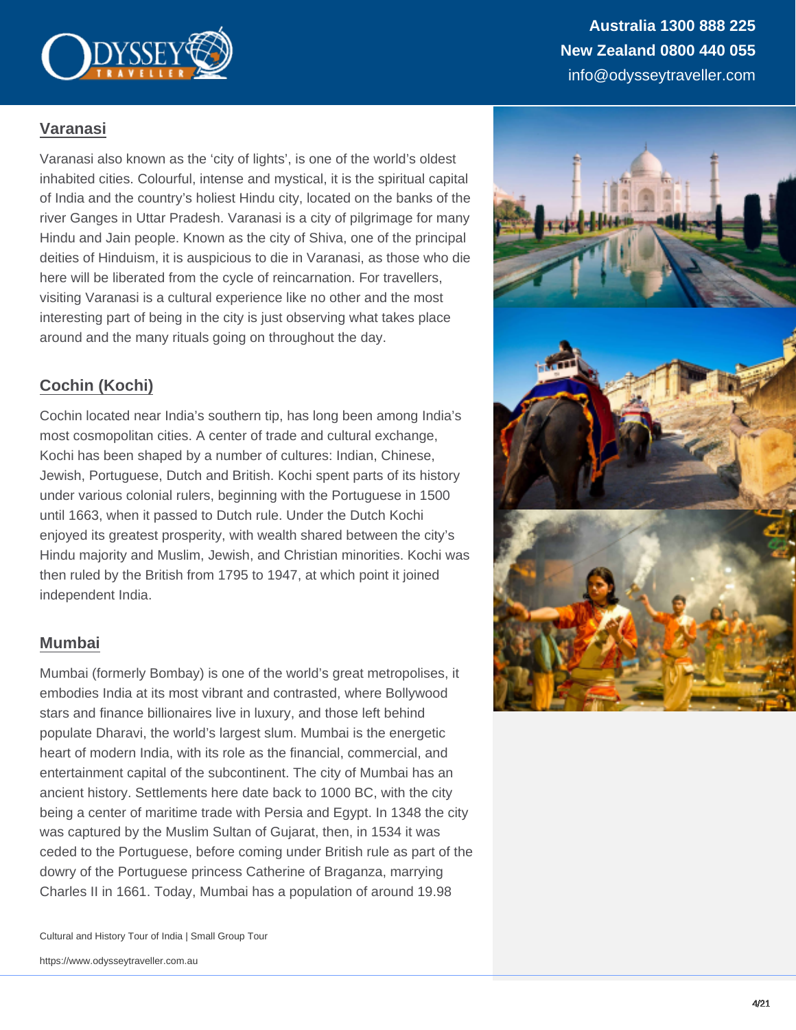## Varanasi

Varanasi also known as the 'city of lights', is one of the world's oldest inhabited cities. Colourful, intense and mystical, it is the spiritual capital of India and the country's holiest Hindu city, located on the banks of the river Ganges in Uttar Pradesh. Varanasi is a city of pilgrimage for many Hindu and Jain people. Known as the city of Shiva, one of the principal deities of Hinduism, it is auspicious to die in Varanasi, as those who die here will be liberated from the cycle of reincarnation. For travellers, visiting Varanasi is a cultural experience like no other and the most interesting part of being in the city is just observing what takes place around and the many rituals going on throughout the day.

## Cochin (Kochi)

Cochin located near India's southern tip, has long been among India's most cosmopolitan cities. A center of trade and cultural exchange, Kochi has been shaped by a number of cultures: Indian, Chinese, Jewish, Portuguese, Dutch and British. Kochi spent parts of its history under various colonial rulers, beginning with the Portuguese in 1500 until 1663, when it passed to Dutch rule. Under the Dutch Kochi enjoyed its greatest prosperity, with wealth shared between the city's Hindu majority and Muslim, Jewish, and Christian minorities. Kochi was then ruled by the British from 1795 to 1947, at which point it joined independent India.

## Mumbai

Mumbai (formerly Bombay) is one of the world's great metropolises, it embodies India at its most vibrant and contrasted, where Bollywood stars and finance billionaires live in luxury, and those left behind populate Dharavi, the world's largest slum. Mumbai is the energetic heart of modern India, with its role as the financial, commercial, and entertainment capital of the subcontinent. The city of Mumbai has an ancient history. Settlements here date back to 1000 BC, with the city being a center of maritime trade with Persia and Egypt. In 1348 the city was captured by the Muslim Sultan of Gujarat, then, in 1534 it was ceded to the Portuguese, before coming under British rule as part of the dowry of the Portuguese princess Catherine of Braganza, marrying Charles II in 1661. Today, Mumbai has a population of around 19.98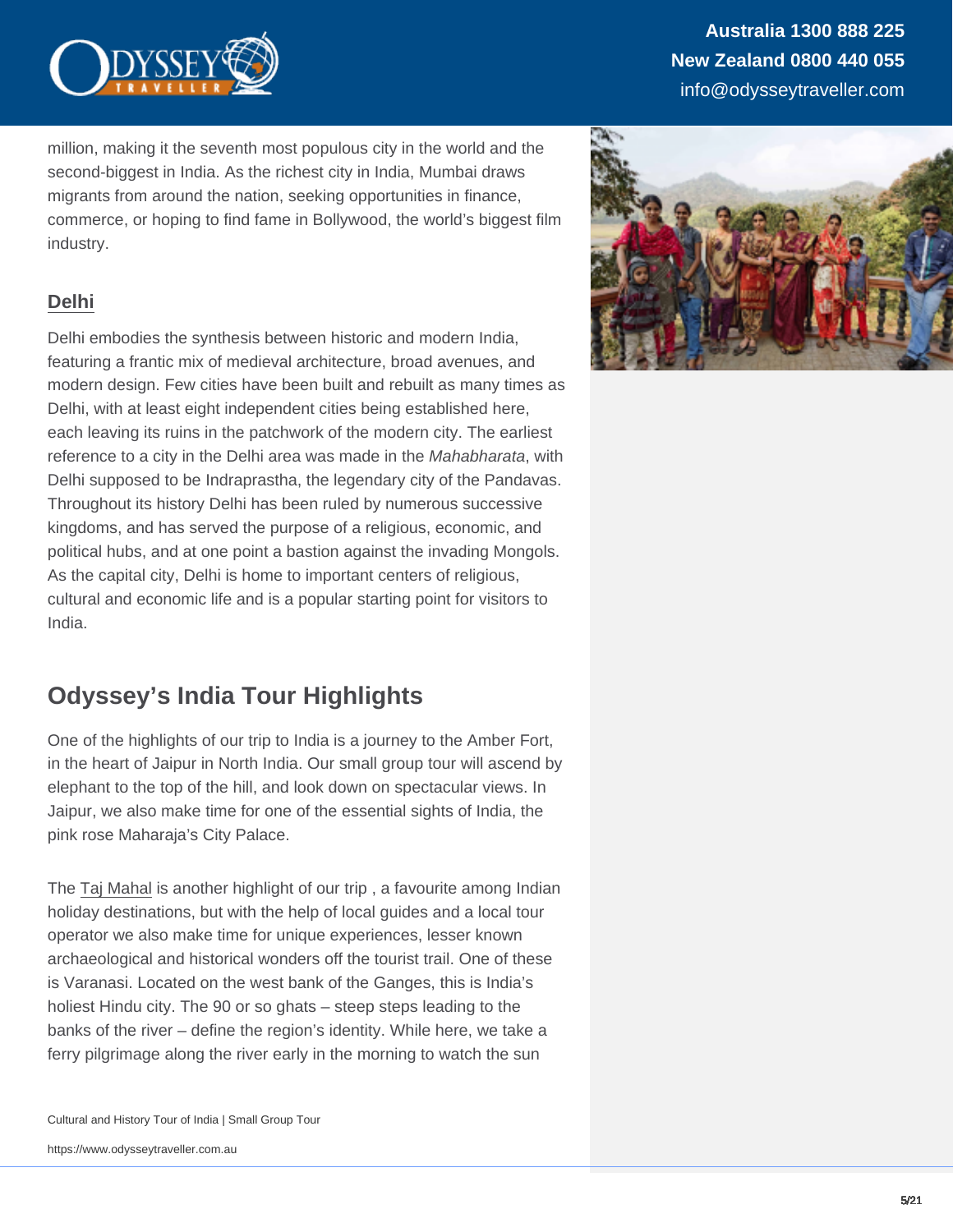million, making it the seventh most populous city in the world and the second-biggest in India. As the richest city in India, Mumbai draws migrants from around the nation, seeking opportunities in finance, commerce, or hoping to find fame in Bollywood, the world's biggest film industry.

### Delhi

Delhi embodies the synthesis between historic and modern India, featuring a frantic mix of medieval architecture, broad avenues, and modern design. Few cities have been built and rebuilt as many times as Delhi, with at least eight independent cities being established here, each leaving its ruins in the patchwork of the modern city. The earliest reference to a city in the Delhi area was made in the *Mahabharata*, with Delhi supposed to be Indraprastha, the legendary city of the Pandavas. Throughout its history Delhi has been ruled by numerous successive kingdoms, and has served the purpose of a religious, economic, and political hubs, and at one point a bastion against the invading Mongols. As the capital city, Delhi is home to important centers of religious, cultural and economic life and is a popular starting point for visitors to India.

## Odyssey's India Tour Highlights

One of the highlights of our trip to India is a journey to the Amber Fort, in the heart of Jaipur in North India. Our small group tour will ascend by elephant to the top of the hill, and look down on spectacular views. In Jaipur, we also make time for one of the essential sights of India, the pink rose Maharaja's City Palace.

The Taj Mahal is another highlight of our trip , a favourite among Indian holiday destinations, but with the help of local guides and a local tour operator we also make time for unique experiences, lesser known archaeological and historical wonders off the tourist trail. One of these is Varanasi. Located on the west bank of the Ganges, this is India's holiest Hindu city. The 90 or so ghats – steep steps leading to the banks of the river – define the region's identity. While here, we take a ferry pilgrimage along the river early in the morning to watch the sun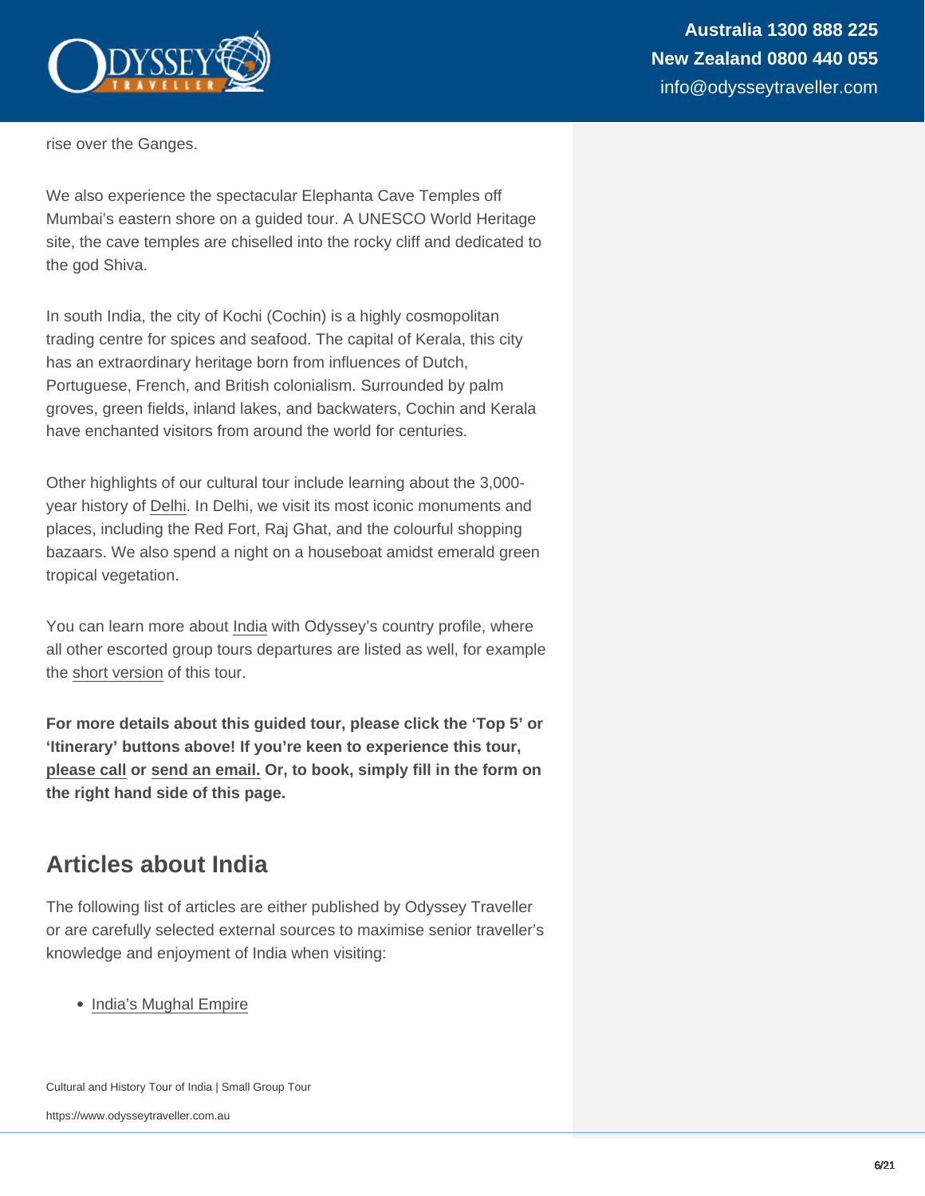rise over the Ganges.

We also experience the spectacular Elephanta Cave Temples off Mumbai's eastern shore on a guided tour. A UNESCO World Heritage site, the cave temples are chiselled into the rocky cliff and dedicated to the god Shiva.

In south India, the city of Kochi (Cochin) is a highly cosmopolitan trading centre for spices and seafood. The capital of Kerala, this city has an extraordinary heritage born from influences of Dutch, Portuguese, French, and British colonialism. Surrounded by palm groves, green fields, inland lakes, and backwaters, Cochin and Kerala have enchanted visitors from around the world for centuries.

Other highlights of our cultural tour include learning about the 3,000-year history of Delhi. In Delhi, we visit its most iconic monuments and places, including the Red Fort, Raj Ghat, and the colourful shopping bazaars. We also spend a night on a houseboat amidst emerald green tropical vegetation.

You can learn more about India with Odyssey's country profile, where all other escorted group tours departures are listed as well, for example the short version of this tour.

**For more details about this guided tour, please click the 'Top 5' or 'Itinerary' buttons above! If you're keen to experience this tour, please call or send an email. Or, to book, simply fill in the form on the right hand side of this page.**

## Articles about India

The following list of articles are either published by Odyssey Traveller or are carefully selected external sources to maximise senior traveller's knowledge and enjoyment of India when visiting:

- India's Mughal Empire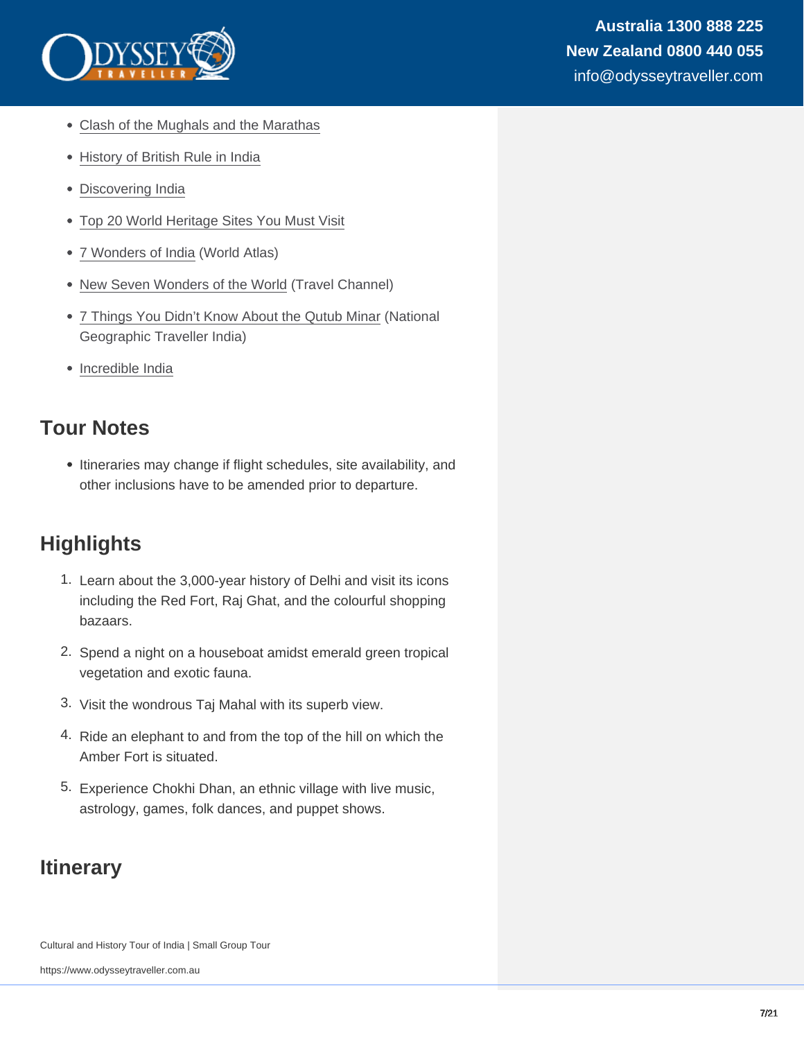- Clash of the Mughals and the Marathas
- History of British Rule in India
- Discovering India
- Top 20 World Heritage Sites You Must Visit
- 7 Wonders of India (World Atlas)
- New Seven Wonders of the World (Travel Channel)
- 7 Things You Didn't Know About the Qutub Minar (National Geographic Traveller India)
- Incredible India

## Tour Notes

- Itineraries may change if flight schedules, site availability, and other inclusions have to be amended prior to departure.

## Highlights

1. Learn about the 3,000-year history of Delhi and visit its icons including the Red Fort, Raj Ghat, and the colourful shopping bazaars.
2. Spend a night on a houseboat amidst emerald green tropical vegetation and exotic fauna.
3. Visit the wondrous Taj Mahal with its superb view.
4. Ride an elephant to and from the top of the hill on which the Amber Fort is situated.
5. Experience Chokhi Dhan, an ethnic village with live music, astrology, games, folk dances, and puppet shows.

## Itinerary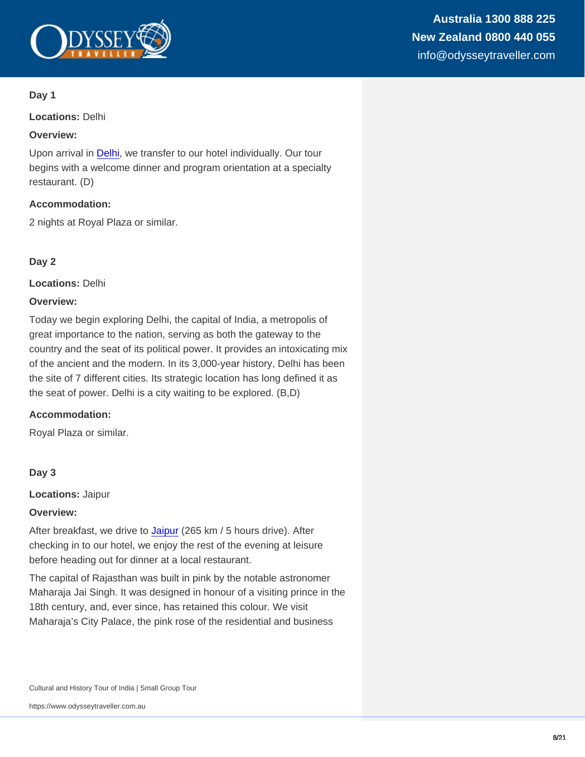### Day 1

**Locations:** Delhi

**Overview:**

Upon arrival in Delhi, we transfer to our hotel individually. Our tour begins with a welcome dinner and program orientation at a specialty restaurant. (D)

**Accommodation:**

2 nights at Royal Plaza or similar.

### Day 2

**Locations:** Delhi

**Overview:**

Today we begin exploring Delhi, the capital of India, a metropolis of great importance to the nation, serving as both the gateway to the country and the seat of its political power. It provides an intoxicating mix of the ancient and the modern. In its 3,000-year history, Delhi has been the site of 7 different cities. Its strategic location has long defined it as the seat of power. Delhi is a city waiting to be explored. (B,D)

**Accommodation:**

Royal Plaza or similar.

### Day 3

**Locations:** Jaipur

**Overview:**

After breakfast, we drive to Jaipur (265 km / 5 hours drive). After checking in to our hotel, we enjoy the rest of the evening at leisure before heading out for dinner at a local restaurant.

The capital of Rajasthan was built in pink by the notable astronomer Maharaja Jai Singh. It was designed in honour of a visiting prince in the 18th century, and, ever since, has retained this colour. We visit Maharaja's City Palace, the pink rose of the residential and business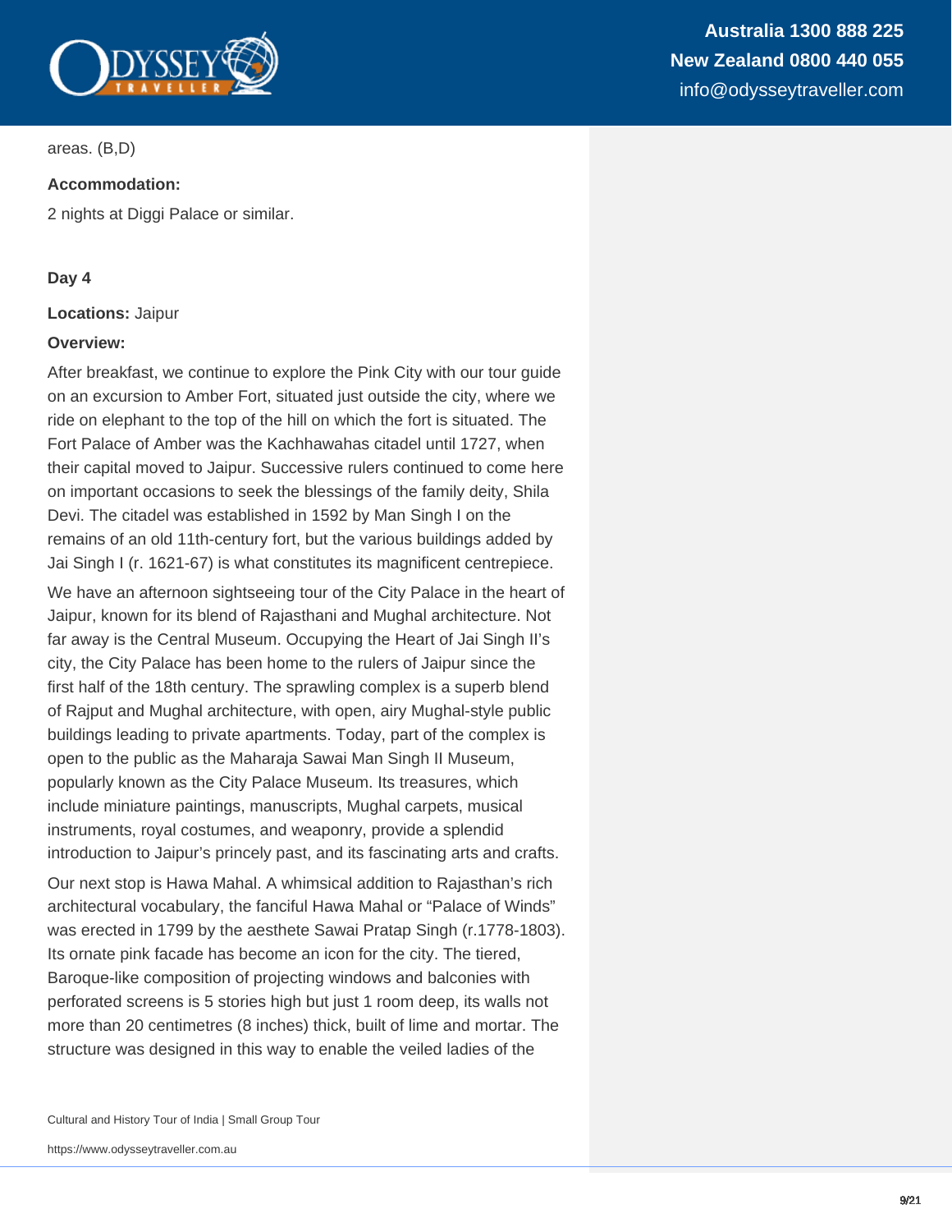areas. (B,D)

**Accommodation:**

2 nights at Diggi Palace or similar.

**Day 4**

**Locations:** Jaipur

**Overview:**

After breakfast, we continue to explore the Pink City with our tour guide on an excursion to Amber Fort, situated just outside the city, where we ride on elephant to the top of the hill on which the fort is situated. The Fort Palace of Amber was the Kachhawahas citadel until 1727, when their capital moved to Jaipur. Successive rulers continued to come here on important occasions to seek the blessings of the family deity, Shila Devi. The citadel was established in 1592 by Man Singh I on the remains of an old 11th-century fort, but the various buildings added by Jai Singh I (r. 1621-67) is what constitutes its magnificent centrepiece.

We have an afternoon sightseeing tour of the City Palace in the heart of Jaipur, known for its blend of Rajasthani and Mughal architecture. Not far away is the Central Museum. Occupying the Heart of Jai Singh II's city, the City Palace has been home to the rulers of Jaipur since the first half of the 18th century. The sprawling complex is a superb blend of Rajput and Mughal architecture, with open, airy Mughal-style public buildings leading to private apartments. Today, part of the complex is open to the public as the Maharaja Sawai Man Singh II Museum, popularly known as the City Palace Museum. Its treasures, which include miniature paintings, manuscripts, Mughal carpets, musical instruments, royal costumes, and weaponry, provide a splendid introduction to Jaipur's princely past, and its fascinating arts and crafts.

Our next stop is Hawa Mahal. A whimsical addition to Rajasthan's rich architectural vocabulary, the fanciful Hawa Mahal or "Palace of Winds" was erected in 1799 by the aesthete Sawai Pratap Singh (r.1778-1803). Its ornate pink facade has become an icon for the city. The tiered, Baroque-like composition of projecting windows and balconies with perforated screens is 5 stories high but just 1 room deep, its walls not more than 20 centimetres (8 inches) thick, built of lime and mortar. The structure was designed in this way to enable the veiled ladies of the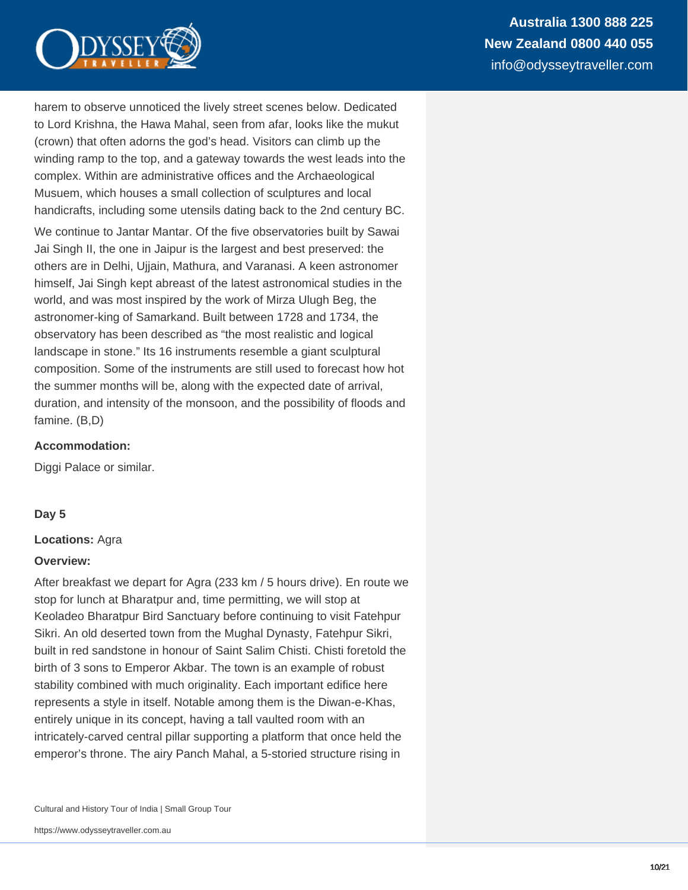harem to observe unnoticed the lively street scenes below. Dedicated to Lord Krishna, the Hawa Mahal, seen from afar, looks like the mukut (crown) that often adorns the god's head. Visitors can climb up the winding ramp to the top, and a gateway towards the west leads into the complex. Within are administrative offices and the Archaeological Musuem, which houses a small collection of sculptures and local handicrafts, including some utensils dating back to the 2nd century BC.

We continue to Jantar Mantar. Of the five observatories built by Sawai Jai Singh II, the one in Jaipur is the largest and best preserved: the others are in Delhi, Ujjain, Mathura, and Varanasi. A keen astronomer himself, Jai Singh kept abreast of the latest astronomical studies in the world, and was most inspired by the work of Mirza Ulugh Beg, the astronomer-king of Samarkand. Built between 1728 and 1734, the observatory has been described as "the most realistic and logical landscape in stone." Its 16 instruments resemble a giant sculptural composition. Some of the instruments are still used to forecast how hot the summer months will be, along with the expected date of arrival, duration, and intensity of the monsoon, and the possibility of floods and famine. (B,D)

**Accommodation:**

Diggi Palace or similar.

**Day 5**

**Locations:** Agra

**Overview:**

After breakfast we depart for Agra (233 km / 5 hours drive). En route we stop for lunch at Bharatpur and, time permitting, we will stop at Keoladeo Bharatpur Bird Sanctuary before continuing to visit Fatehpur Sikri. An old deserted town from the Mughal Dynasty, Fatehpur Sikri, built in red sandstone in honour of Saint Salim Chisti. Chisti foretold the birth of 3 sons to Emperor Akbar. The town is an example of robust stability combined with much originality. Each important edifice here represents a style in itself. Notable among them is the Diwan-e-Khas, entirely unique in its concept, having a tall vaulted room with an intricately-carved central pillar supporting a platform that once held the emperor's throne. The airy Panch Mahal, a 5-storied structure rising in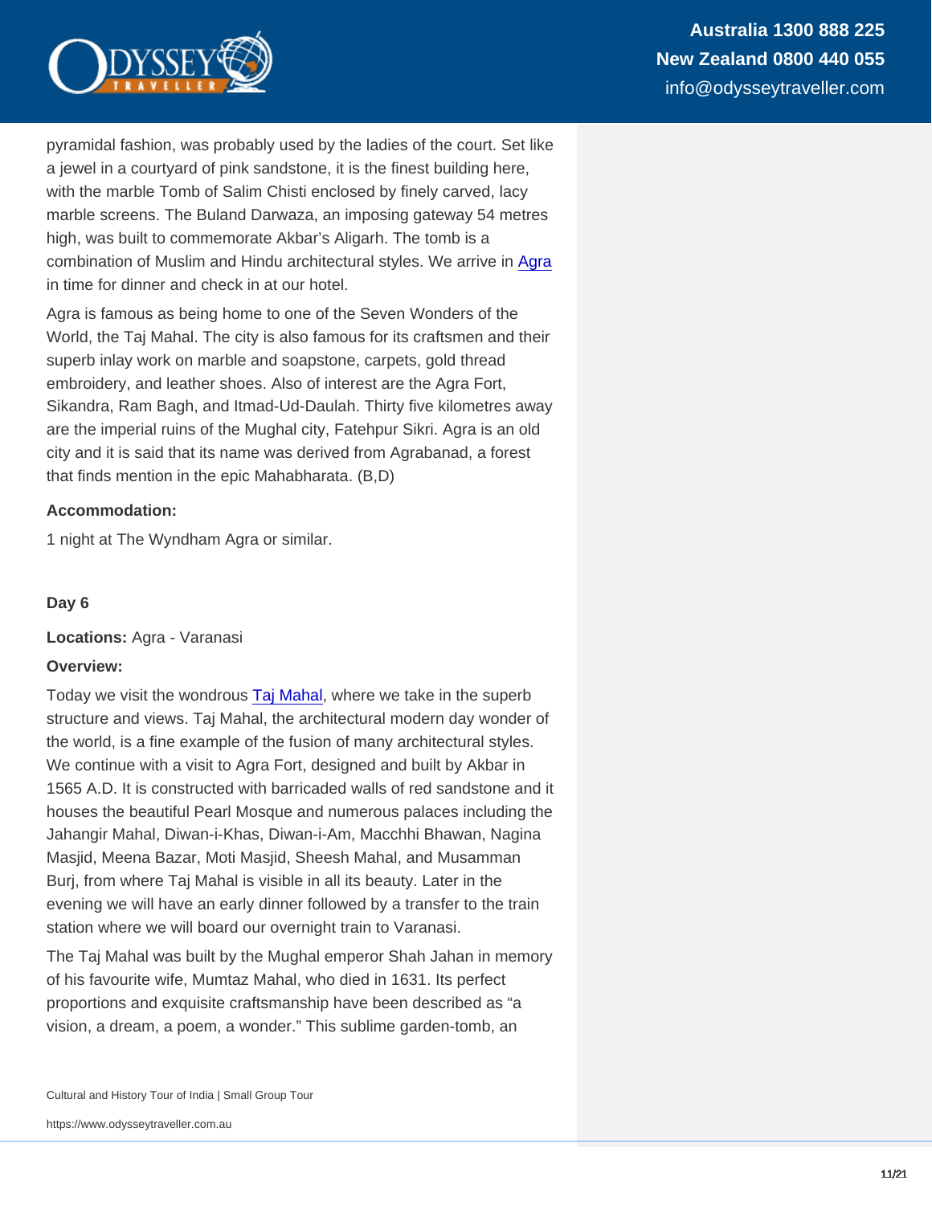pyramidal fashion, was probably used by the ladies of the court. Set like a jewel in a courtyard of pink sandstone, it is the finest building here, with the marble Tomb of Salim Chisti enclosed by finely carved, lacy marble screens. The Buland Darwaza, an imposing gateway 54 metres high, was built to commemorate Akbar's Aligarh. The tomb is a combination of Muslim and Hindu architectural styles. We arrive in Agra in time for dinner and check in at our hotel.

Agra is famous as being home to one of the Seven Wonders of the World, the Taj Mahal. The city is also famous for its craftsmen and their superb inlay work on marble and soapstone, carpets, gold thread embroidery, and leather shoes. Also of interest are the Agra Fort, Sikandra, Ram Bagh, and Itmad-Ud-Daulah. Thirty five kilometres away are the imperial ruins of the Mughal city, Fatehpur Sikri. Agra is an old city and it is said that its name was derived from Agrabanad, a forest that finds mention in the epic Mahabharata. (B,D)

**Accommodation:**

1 night at The Wyndham Agra or similar.

**Day 6**

**Locations:** Agra - Varanasi

**Overview:**

Today we visit the wondrous Taj Mahal, where we take in the superb structure and views. Taj Mahal, the architectural modern day wonder of the world, is a fine example of the fusion of many architectural styles. We continue with a visit to Agra Fort, designed and built by Akbar in 1565 A.D. It is constructed with barricaded walls of red sandstone and it houses the beautiful Pearl Mosque and numerous palaces including the Jahangir Mahal, Diwan-i-Khas, Diwan-i-Am, Macchhi Bhawan, Nagina Masjid, Meena Bazar, Moti Masjid, Sheesh Mahal, and Musamman Burj, from where Taj Mahal is visible in all its beauty. Later in the evening we will have an early dinner followed by a transfer to the train station where we will board our overnight train to Varanasi.

The Taj Mahal was built by the Mughal emperor Shah Jahan in memory of his favourite wife, Mumtaz Mahal, who died in 1631. Its perfect proportions and exquisite craftsmanship have been described as "a vision, a dream, a poem, a wonder." This sublime garden-tomb, an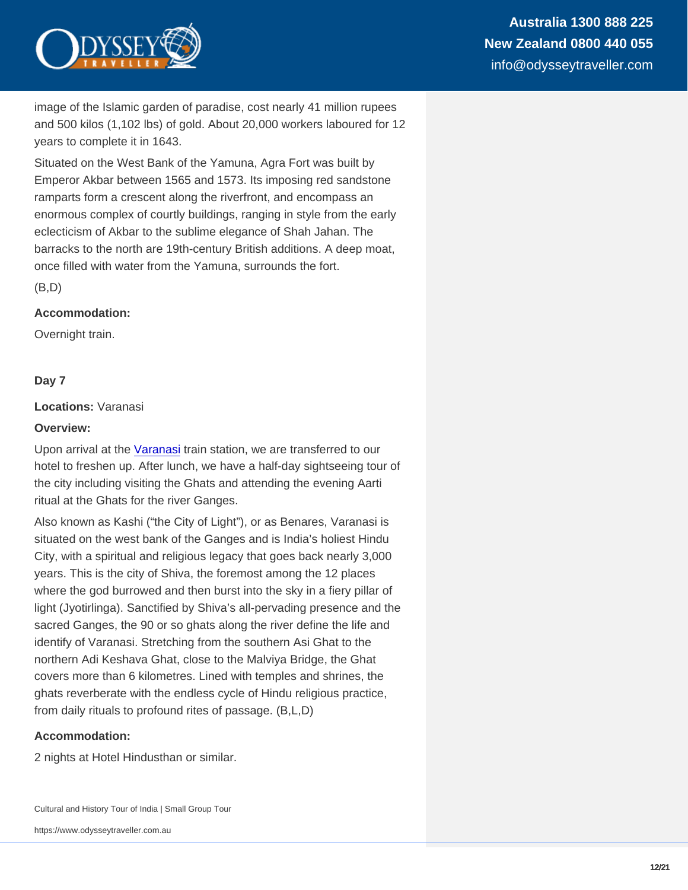image of the Islamic garden of paradise, cost nearly 41 million rupees and 500 kilos (1,102 lbs) of gold. About 20,000 workers laboured for 12 years to complete it in 1643.

Situated on the West Bank of the Yamuna, Agra Fort was built by Emperor Akbar between 1565 and 1573. Its imposing red sandstone ramparts form a crescent along the riverfront, and encompass an enormous complex of courtly buildings, ranging in style from the early eclecticism of Akbar to the sublime elegance of Shah Jahan. The barracks to the north are 19th-century British additions. A deep moat, once filled with water from the Yamuna, surrounds the fort.

(B,D)

**Accommodation:**

Overnight train.

**Day 7**

**Locations:** Varanasi

**Overview:**

Upon arrival at the Varanasi train station, we are transferred to our hotel to freshen up. After lunch, we have a half-day sightseeing tour of the city including visiting the Ghats and attending the evening Aarti ritual at the Ghats for the river Ganges.

Also known as Kashi ("the City of Light"), or as Benares, Varanasi is situated on the west bank of the Ganges and is India's holiest Hindu City, with a spiritual and religious legacy that goes back nearly 3,000 years. This is the city of Shiva, the foremost among the 12 places where the god burrowed and then burst into the sky in a fiery pillar of light (Jyotirlinga). Sanctified by Shiva's all-pervading presence and the sacred Ganges, the 90 or so ghats along the river define the life and identify of Varanasi. Stretching from the southern Asi Ghat to the northern Adi Keshava Ghat, close to the Malviya Bridge, the Ghat covers more than 6 kilometres. Lined with temples and shrines, the ghats reverberate with the endless cycle of Hindu religious practice, from daily rituals to profound rites of passage. (B,L,D)

**Accommodation:**

2 nights at Hotel Hindusthan or similar.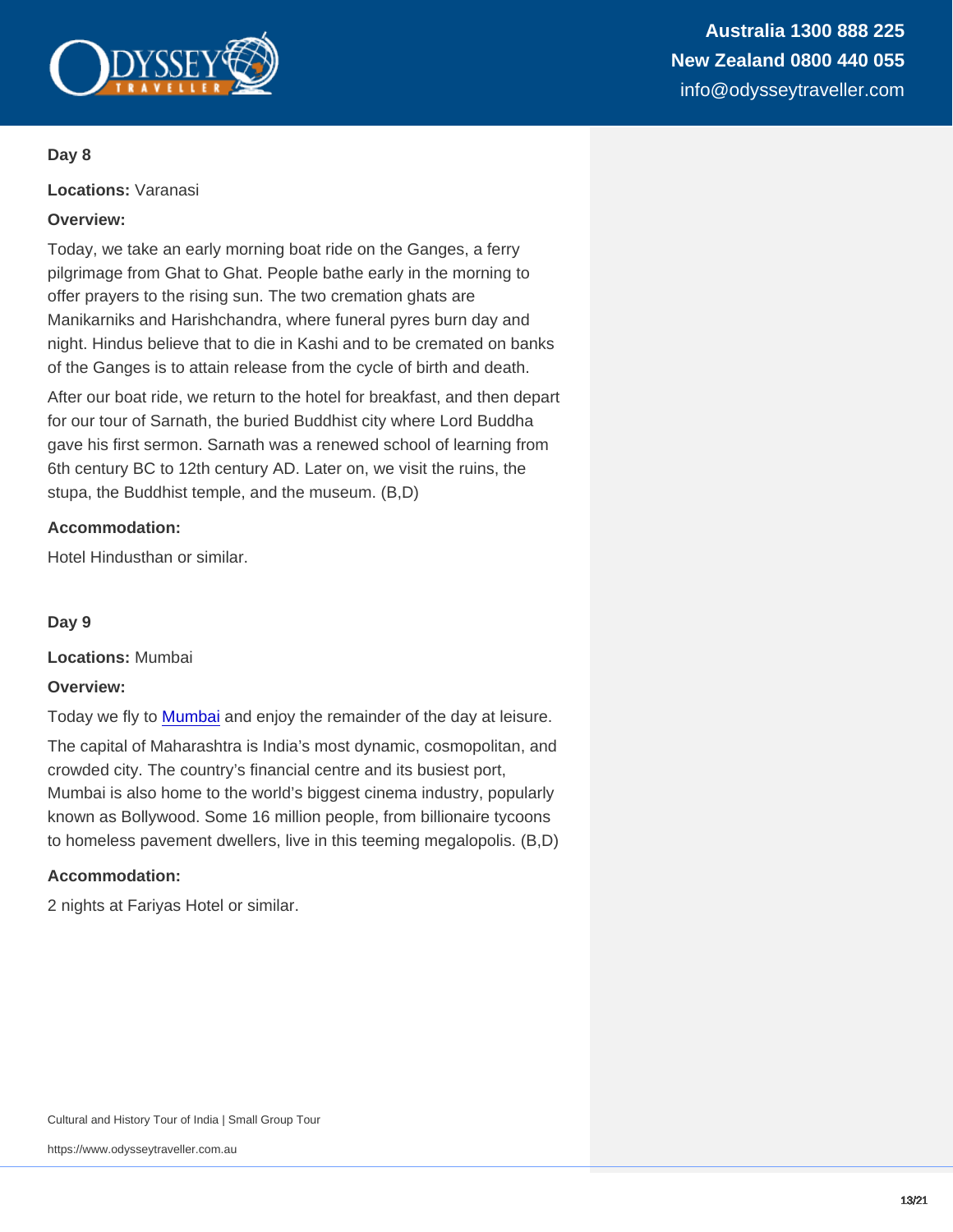### Day 8

**Locations:** Varanasi

**Overview:**

Today, we take an early morning boat ride on the Ganges, a ferry pilgrimage from Ghat to Ghat. People bathe early in the morning to offer prayers to the rising sun. The two cremation ghats are Manikarniks and Harishchandra, where funeral pyres burn day and night. Hindus believe that to die in Kashi and to be cremated on banks of the Ganges is to attain release from the cycle of birth and death.

After our boat ride, we return to the hotel for breakfast, and then depart for our tour of Sarnath, the buried Buddhist city where Lord Buddha gave his first sermon. Sarnath was a renewed school of learning from 6th century BC to 12th century AD. Later on, we visit the ruins, the stupa, the Buddhist temple, and the museum. (B,D)

**Accommodation:**

Hotel Hindusthan or similar.

### Day 9

**Locations:** Mumbai

**Overview:**

Today we fly to Mumbai and enjoy the remainder of the day at leisure.

The capital of Maharashtra is India's most dynamic, cosmopolitan, and crowded city. The country's financial centre and its busiest port, Mumbai is also home to the world's biggest cinema industry, popularly known as Bollywood. Some 16 million people, from billionaire tycoons to homeless pavement dwellers, live in this teeming megalopolis. (B,D)

**Accommodation:**

2 nights at Fariyas Hotel or similar.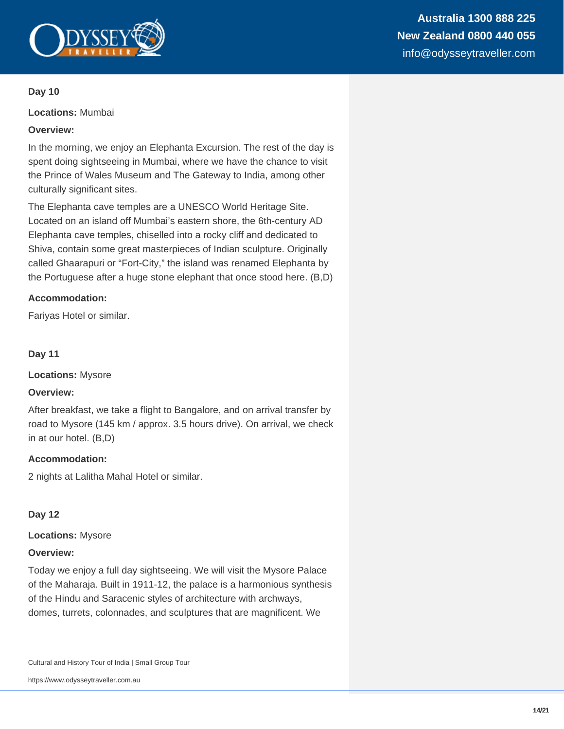### Day 10

**Locations:** Mumbai

**Overview:**

In the morning, we enjoy an Elephanta Excursion. The rest of the day is spent doing sightseeing in Mumbai, where we have the chance to visit the Prince of Wales Museum and The Gateway to India, among other culturally significant sites.

The Elephanta cave temples are a UNESCO World Heritage Site. Located on an island off Mumbai's eastern shore, the 6th-century AD Elephanta cave temples, chiselled into a rocky cliff and dedicated to Shiva, contain some great masterpieces of Indian sculpture. Originally called Ghaarapuri or "Fort-City," the island was renamed Elephanta by the Portuguese after a huge stone elephant that once stood here. (B,D)

**Accommodation:**

Fariyas Hotel or similar.

### Day 11

**Locations:** Mysore

**Overview:**

After breakfast, we take a flight to Bangalore, and on arrival transfer by road to Mysore (145 km / approx. 3.5 hours drive). On arrival, we check in at our hotel. (B,D)

**Accommodation:**

2 nights at Lalitha Mahal Hotel or similar.

### Day 12

**Locations:** Mysore

**Overview:**

Today we enjoy a full day sightseeing. We will visit the Mysore Palace of the Maharaja. Built in 1911-12, the palace is a harmonious synthesis of the Hindu and Saracenic styles of architecture with archways, domes, turrets, colonnades, and sculptures that are magnificent. We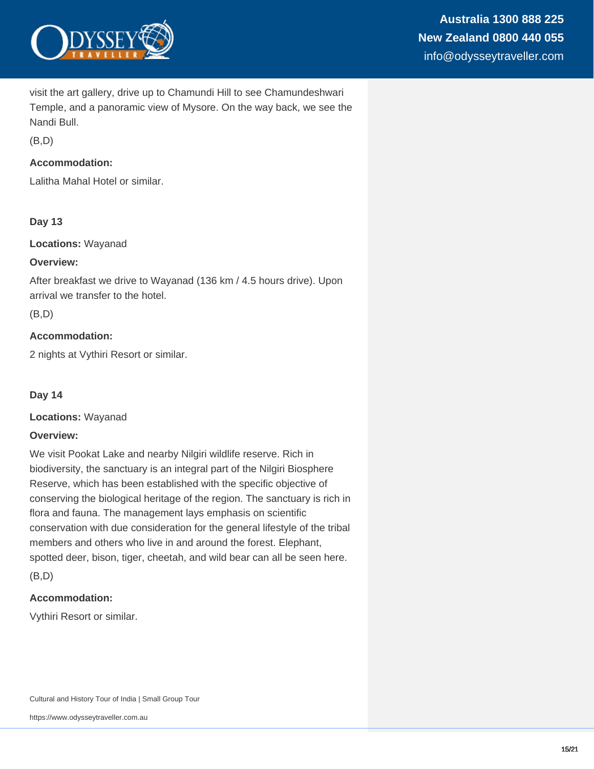visit the art gallery, drive up to Chamundi Hill to see Chamundeshwari Temple, and a panoramic view of Mysore. On the way back, we see the Nandi Bull.

(B,D)

**Accommodation:**

Lalitha Mahal Hotel or similar.

**Day 13**

**Locations:** Wayanad

**Overview:**

After breakfast we drive to Wayanad (136 km / 4.5 hours drive). Upon arrival we transfer to the hotel.

(B,D)

**Accommodation:**

2 nights at Vythiri Resort or similar.

**Day 14**

**Locations:** Wayanad

**Overview:**

We visit Pookat Lake and nearby Nilgiri wildlife reserve. Rich in biodiversity, the sanctuary is an integral part of the Nilgiri Biosphere Reserve, which has been established with the specific objective of conserving the biological heritage of the region. The sanctuary is rich in flora and fauna. The management lays emphasis on scientific conservation with due consideration for the general lifestyle of the tribal members and others who live in and around the forest. Elephant, spotted deer, bison, tiger, cheetah, and wild bear can all be seen here.

(B,D)

**Accommodation:**

Vythiri Resort or similar.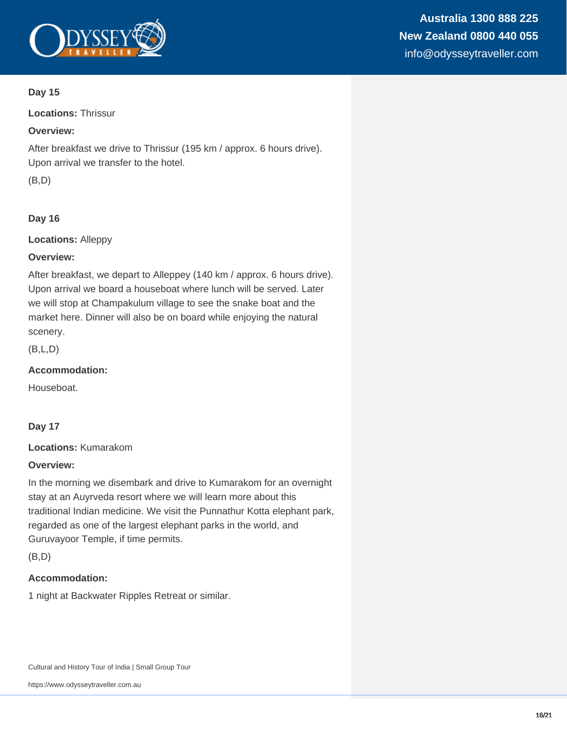### Day 15

**Locations:** Thrissur

**Overview:**

After breakfast we drive to Thrissur (195 km / approx. 6 hours drive). Upon arrival we transfer to the hotel.

(B,D)

### Day 16

**Locations:** Alleppy

**Overview:**

After breakfast, we depart to Alleppey (140 km / approx. 6 hours drive). Upon arrival we board a houseboat where lunch will be served. Later we will stop at Champakulum village to see the snake boat and the market here. Dinner will also be on board while enjoying the natural scenery.

(B,L,D)

**Accommodation:**

Houseboat.

### Day 17

**Locations:** Kumarakom

**Overview:**

In the morning we disembark and drive to Kumarakom for an overnight stay at an Auyrveda resort where we will learn more about this traditional Indian medicine. We visit the Punnathur Kotta elephant park, regarded as one of the largest elephant parks in the world, and Guruvayoor Temple, if time permits.

(B,D)

**Accommodation:**

1 night at Backwater Ripples Retreat or similar.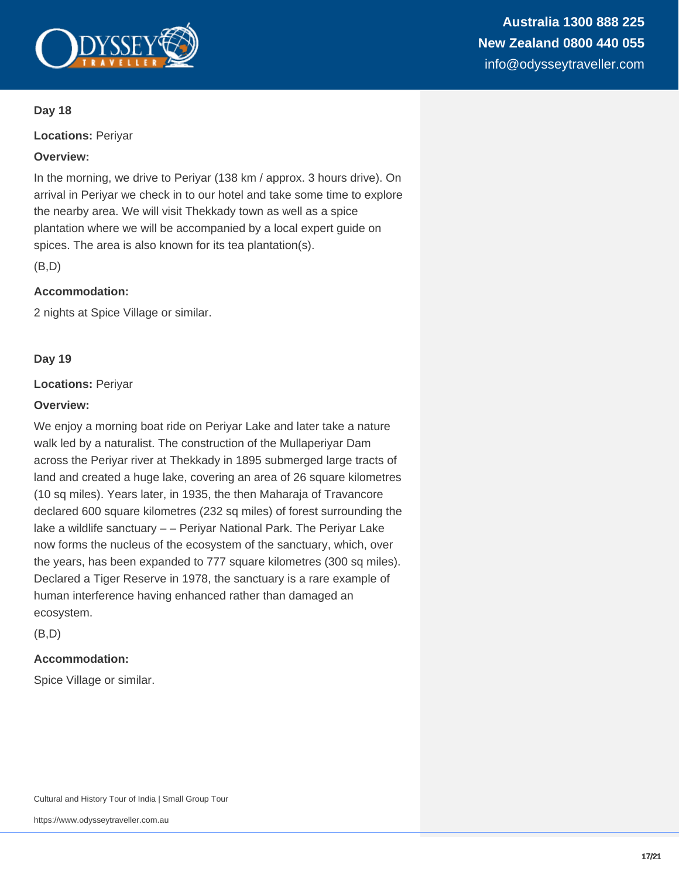### Day 18

**Locations:** Periyar

**Overview:**

In the morning, we drive to Periyar (138 km / approx. 3 hours drive). On arrival in Periyar we check in to our hotel and take some time to explore the nearby area. We will visit Thekkady town as well as a spice plantation where we will be accompanied by a local expert guide on spices. The area is also known for its tea plantation(s).

(B,D)

**Accommodation:**

2 nights at Spice Village or similar.

### Day 19

**Locations:** Periyar

**Overview:**

We enjoy a morning boat ride on Periyar Lake and later take a nature walk led by a naturalist. The construction of the Mullaperiyar Dam across the Periyar river at Thekkady in 1895 submerged large tracts of land and created a huge lake, covering an area of 26 square kilometres (10 sq miles). Years later, in 1935, the then Maharaja of Travancore declared 600 square kilometres (232 sq miles) of forest surrounding the lake a wildlife sanctuary – – Periyar National Park. The Periyar Lake now forms the nucleus of the ecosystem of the sanctuary, which, over the years, has been expanded to 777 square kilometres (300 sq miles). Declared a Tiger Reserve in 1978, the sanctuary is a rare example of human interference having enhanced rather than damaged an ecosystem.

(B,D)

**Accommodation:**

Spice Village or similar.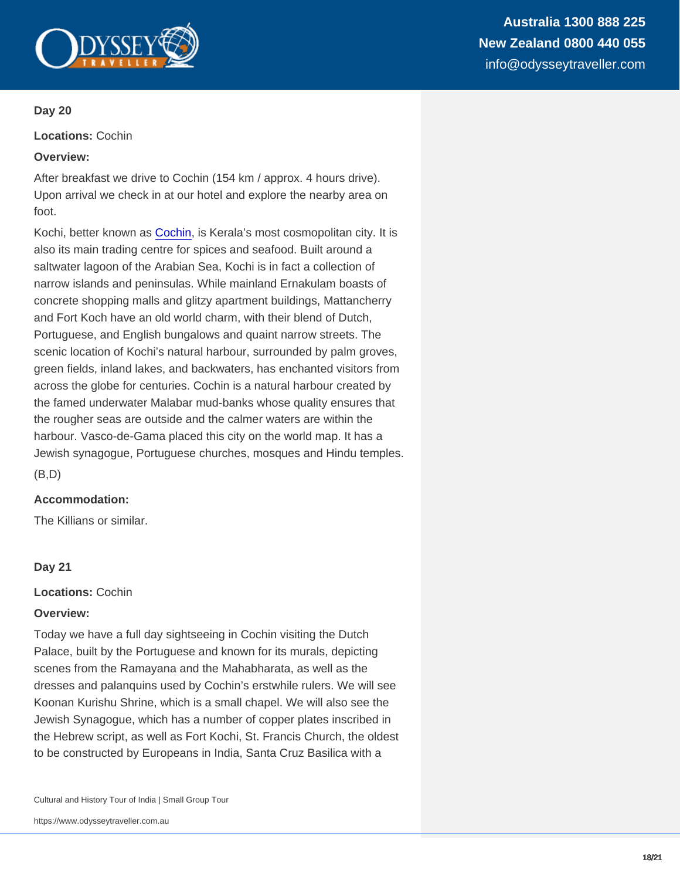**Day 20**

**Locations:** Cochin

**Overview:**

After breakfast we drive to Cochin (154 km / approx. 4 hours drive). Upon arrival we check in at our hotel and explore the nearby area on foot.

Kochi, better known as Cochin, is Kerala's most cosmopolitan city. It is also its main trading centre for spices and seafood. Built around a saltwater lagoon of the Arabian Sea, Kochi is in fact a collection of narrow islands and peninsulas. While mainland Ernakulam boasts of concrete shopping malls and glitzy apartment buildings, Mattancherry and Fort Koch have an old world charm, with their blend of Dutch, Portuguese, and English bungalows and quaint narrow streets. The scenic location of Kochi's natural harbour, surrounded by palm groves, green fields, inland lakes, and backwaters, has enchanted visitors from across the globe for centuries. Cochin is a natural harbour created by the famed underwater Malabar mud-banks whose quality ensures that the rougher seas are outside and the calmer waters are within the harbour. Vasco-de-Gama placed this city on the world map. It has a Jewish synagogue, Portuguese churches, mosques and Hindu temples.

(B,D)

**Accommodation:**

The Killians or similar.

**Day 21**

**Locations:** Cochin

**Overview:**

Today we have a full day sightseeing in Cochin visiting the Dutch Palace, built by the Portuguese and known for its murals, depicting scenes from the Ramayana and the Mahabharata, as well as the dresses and palanquins used by Cochin's erstwhile rulers. We will see Koonan Kurishu Shrine, which is a small chapel. We will also see the Jewish Synagogue, which has a number of copper plates inscribed in the Hebrew script, as well as Fort Kochi, St. Francis Church, the oldest to be constructed by Europeans in India, Santa Cruz Basilica with a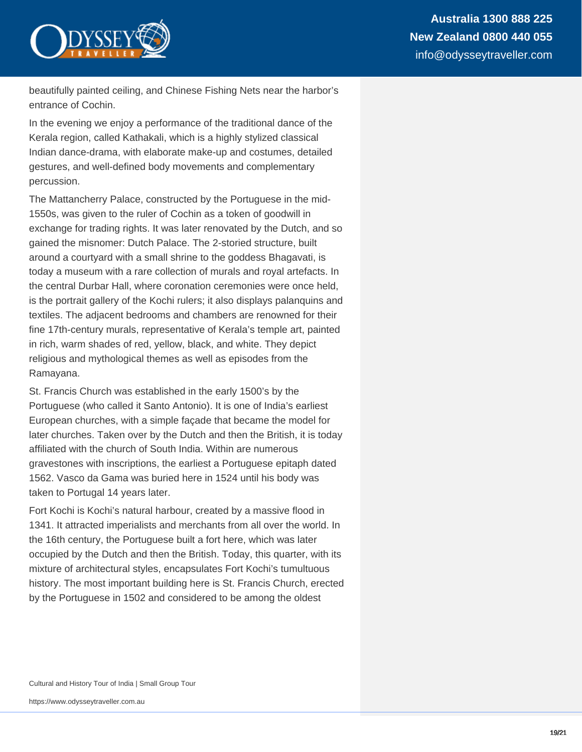beautifully painted ceiling, and Chinese Fishing Nets near the harbor's entrance of Cochin.

In the evening we enjoy a performance of the traditional dance of the Kerala region, called Kathakali, which is a highly stylized classical Indian dance-drama, with elaborate make-up and costumes, detailed gestures, and well-defined body movements and complementary percussion.

The Mattancherry Palace, constructed by the Portuguese in the mid-1550s, was given to the ruler of Cochin as a token of goodwill in exchange for trading rights. It was later renovated by the Dutch, and so gained the misnomer: Dutch Palace. The 2-storied structure, built around a courtyard with a small shrine to the goddess Bhagavati, is today a museum with a rare collection of murals and royal artefacts. In the central Durbar Hall, where coronation ceremonies were once held, is the portrait gallery of the Kochi rulers; it also displays palanquins and textiles. The adjacent bedrooms and chambers are renowned for their fine 17th-century murals, representative of Kerala's temple art, painted in rich, warm shades of red, yellow, black, and white. They depict religious and mythological themes as well as episodes from the Ramayana.

St. Francis Church was established in the early 1500's by the Portuguese (who called it Santo Antonio). It is one of India's earliest European churches, with a simple façade that became the model for later churches. Taken over by the Dutch and then the British, it is today affiliated with the church of South India. Within are numerous gravestones with inscriptions, the earliest a Portuguese epitaph dated 1562. Vasco da Gama was buried here in 1524 until his body was taken to Portugal 14 years later.

Fort Kochi is Kochi's natural harbour, created by a massive flood in 1341. It attracted imperialists and merchants from all over the world. In the 16th century, the Portuguese built a fort here, which was later occupied by the Dutch and then the British. Today, this quarter, with its mixture of architectural styles, encapsulates Fort Kochi's tumultuous history. The most important building here is St. Francis Church, erected by the Portuguese in 1502 and considered to be among the oldest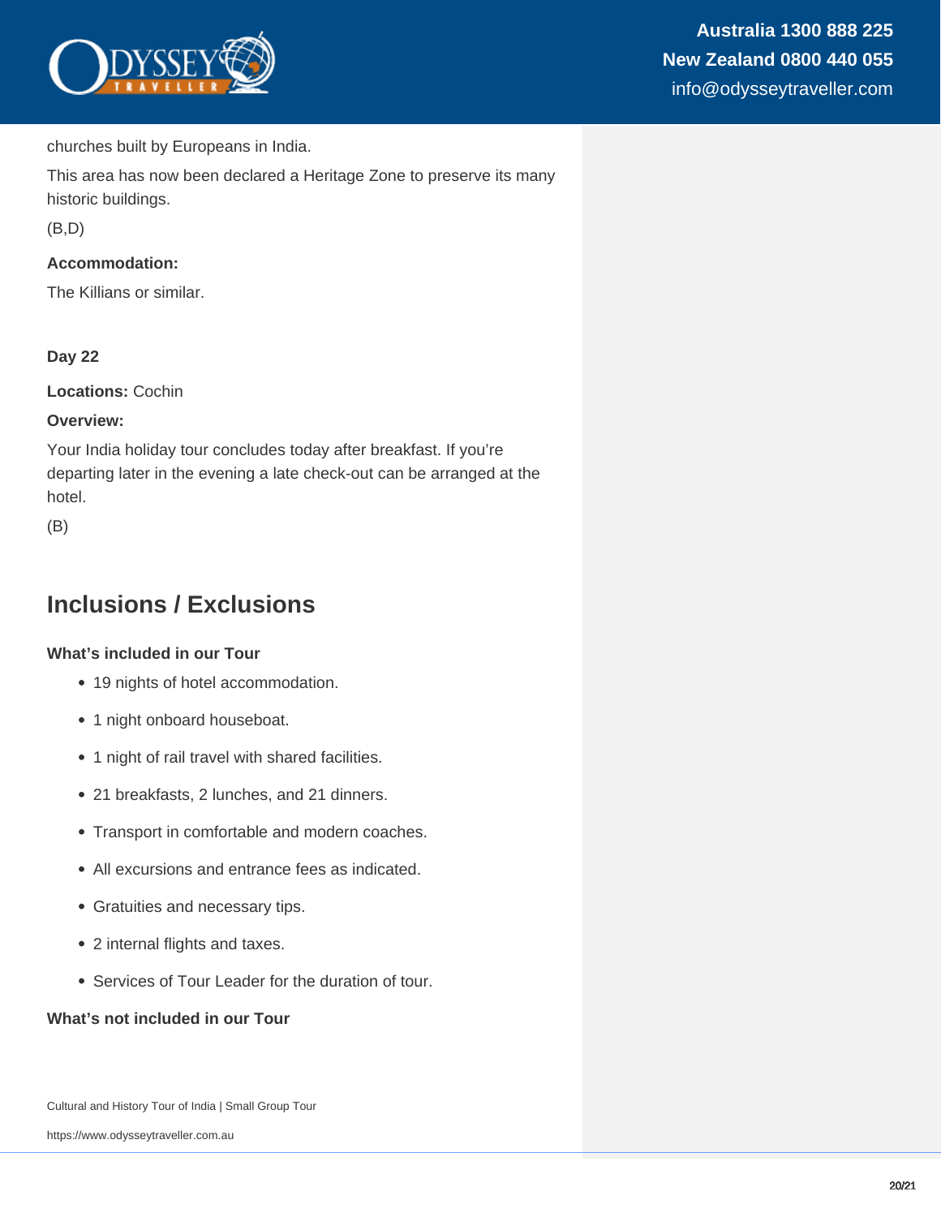churches built by Europeans in India.

This area has now been declared a Heritage Zone to preserve its many historic buildings.

(B,D)

**Accommodation:**

The Killians or similar.

**Day 22**

**Locations:** Cochin

**Overview:**

Your India holiday tour concludes today after breakfast. If you're departing later in the evening a late check-out can be arranged at the hotel.

(B)

## Inclusions / Exclusions

**What's included in our Tour**

- 19 nights of hotel accommodation.
- 1 night onboard houseboat.
- 1 night of rail travel with shared facilities.
- 21 breakfasts, 2 lunches, and 21 dinners.
- Transport in comfortable and modern coaches.
- All excursions and entrance fees as indicated.
- Gratuities and necessary tips.
- 2 internal flights and taxes.
- Services of Tour Leader for the duration of tour.

**What's not included in our Tour**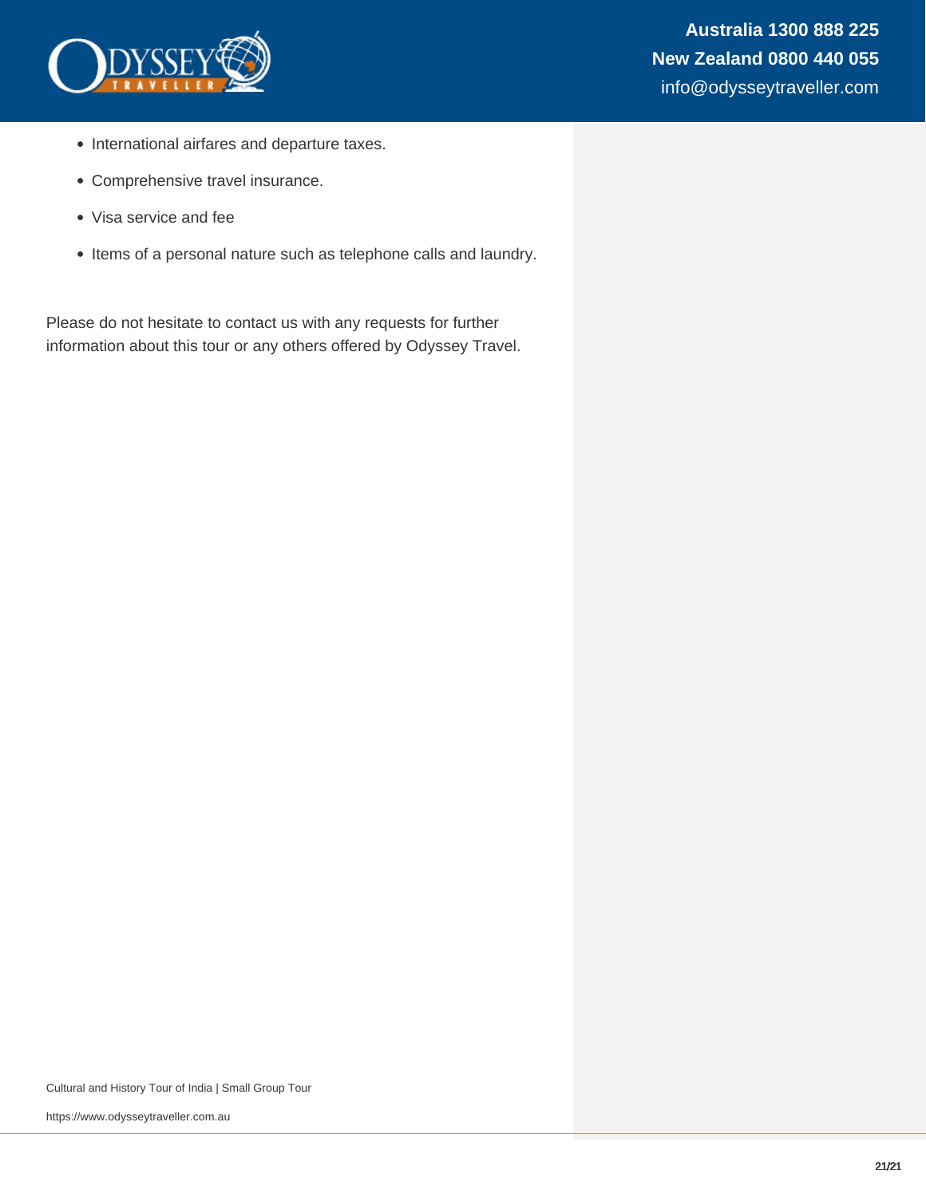- International airfares and departure taxes.
- Comprehensive travel insurance.
- Visa service and fee
- Items of a personal nature such as telephone calls and laundry.

Please do not hesitate to contact us with any requests for further information about this tour or any others offered by Odyssey Travel.